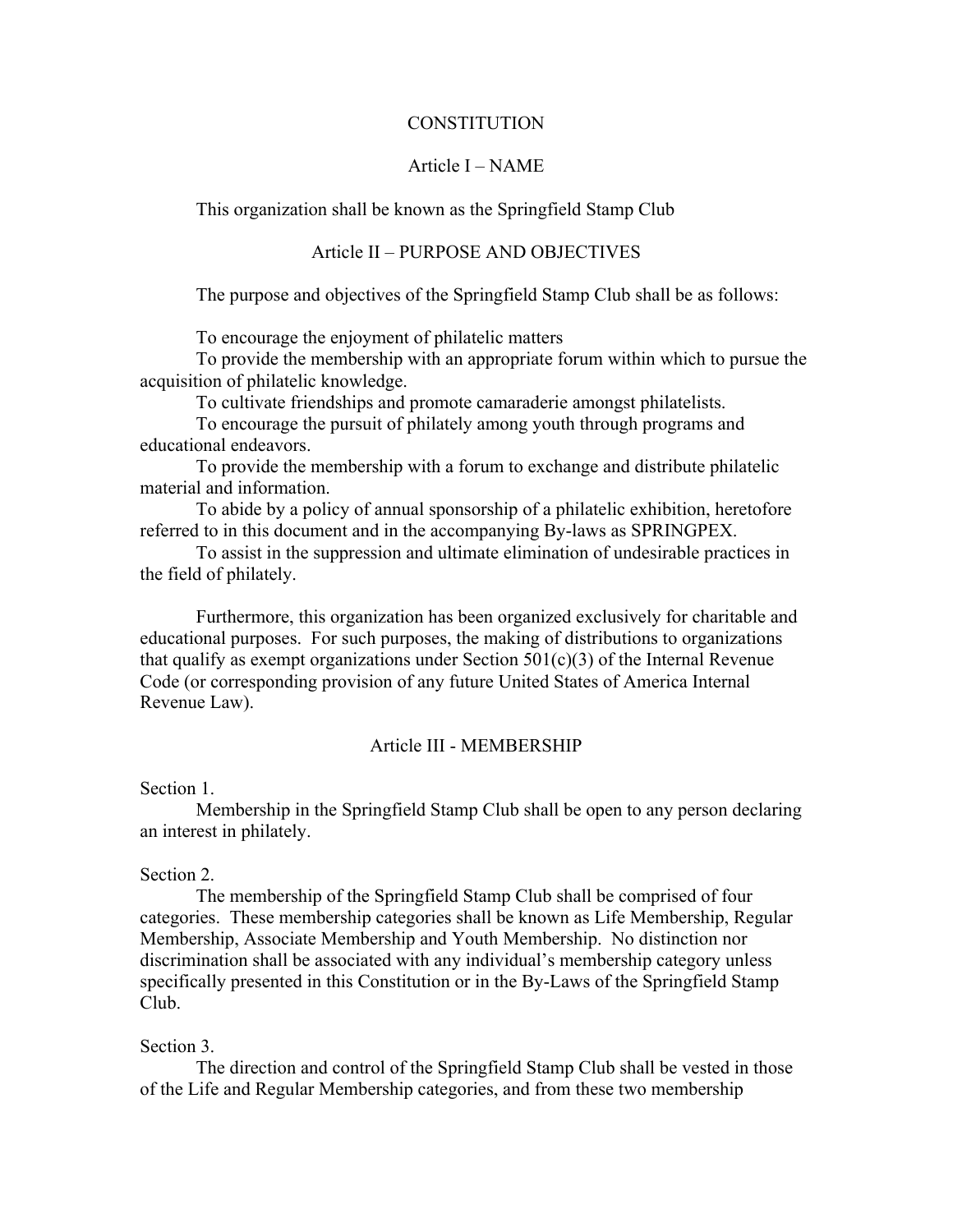# CONSTITUTION

## Article I – NAME

This organization shall be known as the Springfield Stamp Club

## Article II – PURPOSE AND OBJECTIVES

The purpose and objectives of the Springfield Stamp Club shall be as follows:

To encourage the enjoyment of philatelic matters

To provide the membership with an appropriate forum within which to pursue the acquisition of philatelic knowledge.

To cultivate friendships and promote camaraderie amongst philatelists.

To encourage the pursuit of philately among youth through programs and educational endeavors.

To provide the membership with a forum to exchange and distribute philatelic material and information.

To abide by a policy of annual sponsorship of a philatelic exhibition, heretofore referred to in this document and in the accompanying By-laws as SPRINGPEX.

To assist in the suppression and ultimate elimination of undesirable practices in the field of philately.

Furthermore, this organization has been organized exclusively for charitable and educational purposes. For such purposes, the making of distributions to organizations that qualify as exempt organizations under Section 501(c)(3) of the Internal Revenue Code (or corresponding provision of any future United States of America Internal Revenue Law).

## Article III - MEMBERSHIP

Section 1.

Membership in the Springfield Stamp Club shall be open to any person declaring an interest in philately.

Section 2.

The membership of the Springfield Stamp Club shall be comprised of four categories. These membership categories shall be known as Life Membership, Regular Membership, Associate Membership and Youth Membership. No distinction nor discrimination shall be associated with any individual's membership category unless specifically presented in this Constitution or in the By-Laws of the Springfield Stamp Club.

Section 3.

The direction and control of the Springfield Stamp Club shall be vested in those of the Life and Regular Membership categories, and from these two membership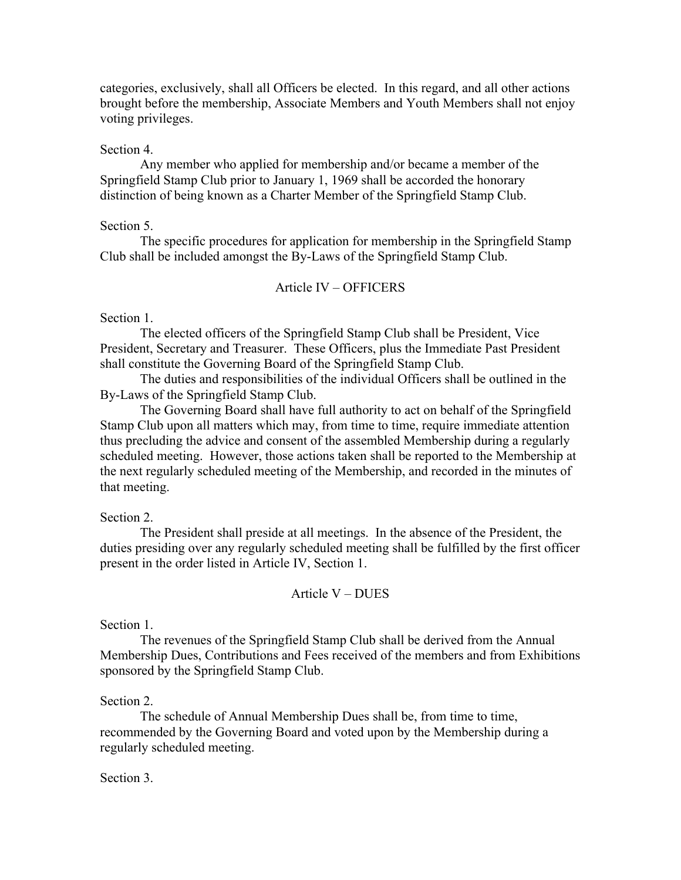categories, exclusively, shall all Officers be elected. In this regard, and all other actions brought before the membership, Associate Members and Youth Members shall not enjoy voting privileges.

Section 4.

Any member who applied for membership and/or became a member of the Springfield Stamp Club prior to January 1, 1969 shall be accorded the honorary distinction of being known as a Charter Member of the Springfield Stamp Club.

Section 5.

The specific procedures for application for membership in the Springfield Stamp Club shall be included amongst the By-Laws of the Springfield Stamp Club.

## Article IV – OFFICERS

Section 1.

The elected officers of the Springfield Stamp Club shall be President, Vice President, Secretary and Treasurer. These Officers, plus the Immediate Past President shall constitute the Governing Board of the Springfield Stamp Club.

The duties and responsibilities of the individual Officers shall be outlined in the By-Laws of the Springfield Stamp Club.

The Governing Board shall have full authority to act on behalf of the Springfield Stamp Club upon all matters which may, from time to time, require immediate attention thus precluding the advice and consent of the assembled Membership during a regularly scheduled meeting. However, those actions taken shall be reported to the Membership at the next regularly scheduled meeting of the Membership, and recorded in the minutes of that meeting.

Section 2.

The President shall preside at all meetings. In the absence of the President, the duties presiding over any regularly scheduled meeting shall be fulfilled by the first officer present in the order listed in Article IV, Section 1.

## Article V – DUES

Section 1.

The revenues of the Springfield Stamp Club shall be derived from the Annual Membership Dues, Contributions and Fees received of the members and from Exhibitions sponsored by the Springfield Stamp Club.

Section 2.

The schedule of Annual Membership Dues shall be, from time to time, recommended by the Governing Board and voted upon by the Membership during a regularly scheduled meeting.

Section 3.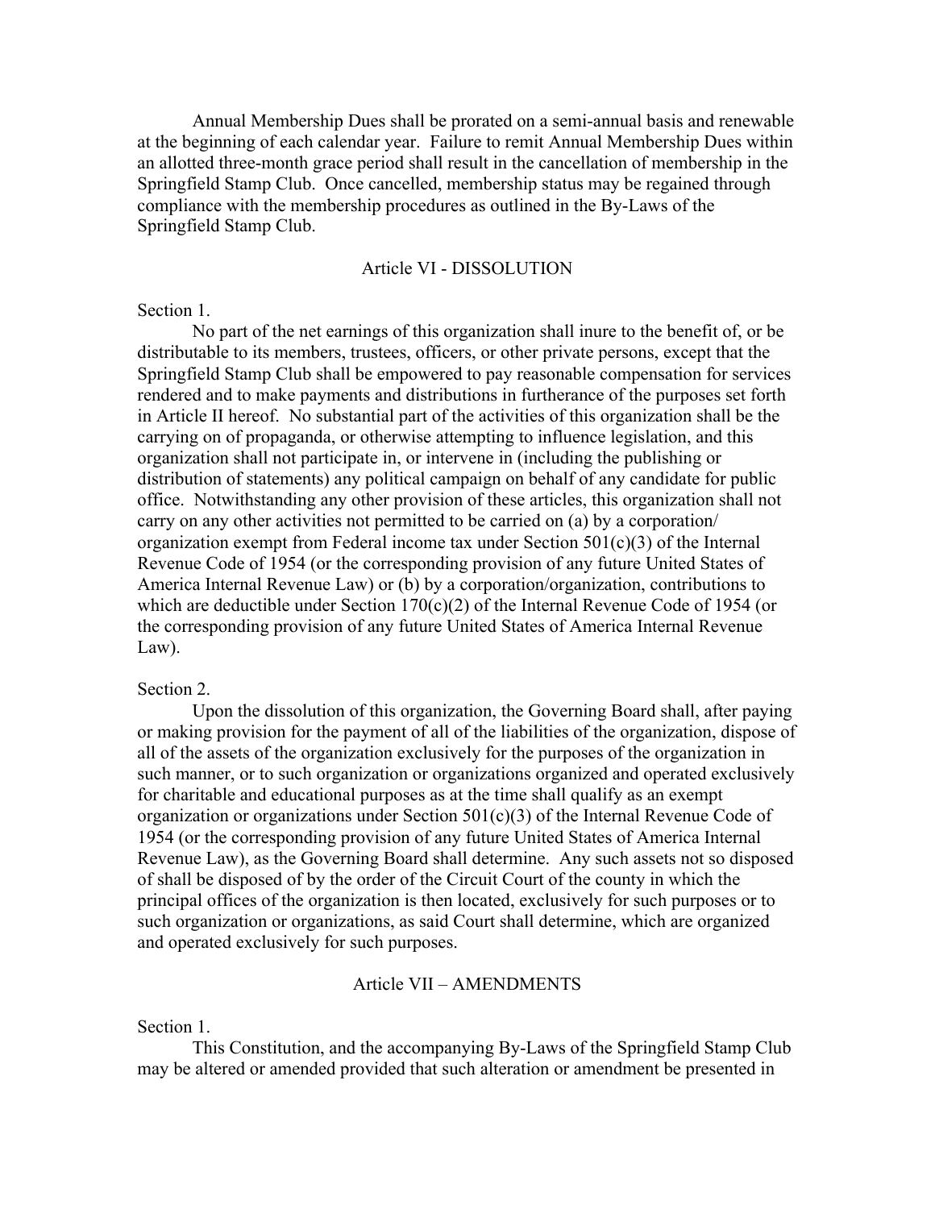Annual Membership Dues shall be prorated on a semi-annual basis and renewable at the beginning of each calendar year. Failure to remit Annual Membership Dues within an allotted three-month grace period shall result in the cancellation of membership in the Springfield Stamp Club. Once cancelled, membership status may be regained through compliance with the membership procedures as outlined in the By-Laws of the Springfield Stamp Club.

## Article VI - DISSOLUTION

Section 1.

No part of the net earnings of this organization shall inure to the benefit of, or be distributable to its members, trustees, officers, or other private persons, except that the Springfield Stamp Club shall be empowered to pay reasonable compensation for services rendered and to make payments and distributions in furtherance of the purposes set forth in Article II hereof. No substantial part of the activities of this organization shall be the carrying on of propaganda, or otherwise attempting to influence legislation, and this organization shall not participate in, or intervene in (including the publishing or distribution of statements) any political campaign on behalf of any candidate for public office. Notwithstanding any other provision of these articles, this organization shall not carry on any other activities not permitted to be carried on (a) by a corporation/ organization exempt from Federal income tax under Section 501(c)(3) of the Internal Revenue Code of 1954 (or the corresponding provision of any future United States of America Internal Revenue Law) or (b) by a corporation/organization, contributions to which are deductible under Section 170(c)(2) of the Internal Revenue Code of 1954 (or the corresponding provision of any future United States of America Internal Revenue Law).

Section 2.

Upon the dissolution of this organization, the Governing Board shall, after paying or making provision for the payment of all of the liabilities of the organization, dispose of all of the assets of the organization exclusively for the purposes of the organization in such manner, or to such organization or organizations organized and operated exclusively for charitable and educational purposes as at the time shall qualify as an exempt organization or organizations under Section 501(c)(3) of the Internal Revenue Code of 1954 (or the corresponding provision of any future United States of America Internal Revenue Law), as the Governing Board shall determine. Any such assets not so disposed of shall be disposed of by the order of the Circuit Court of the county in which the principal offices of the organization is then located, exclusively for such purposes or to such organization or organizations, as said Court shall determine, which are organized and operated exclusively for such purposes.

## Article VII – AMENDMENTS

Section 1.

This Constitution, and the accompanying By-Laws of the Springfield Stamp Club may be altered or amended provided that such alteration or amendment be presented in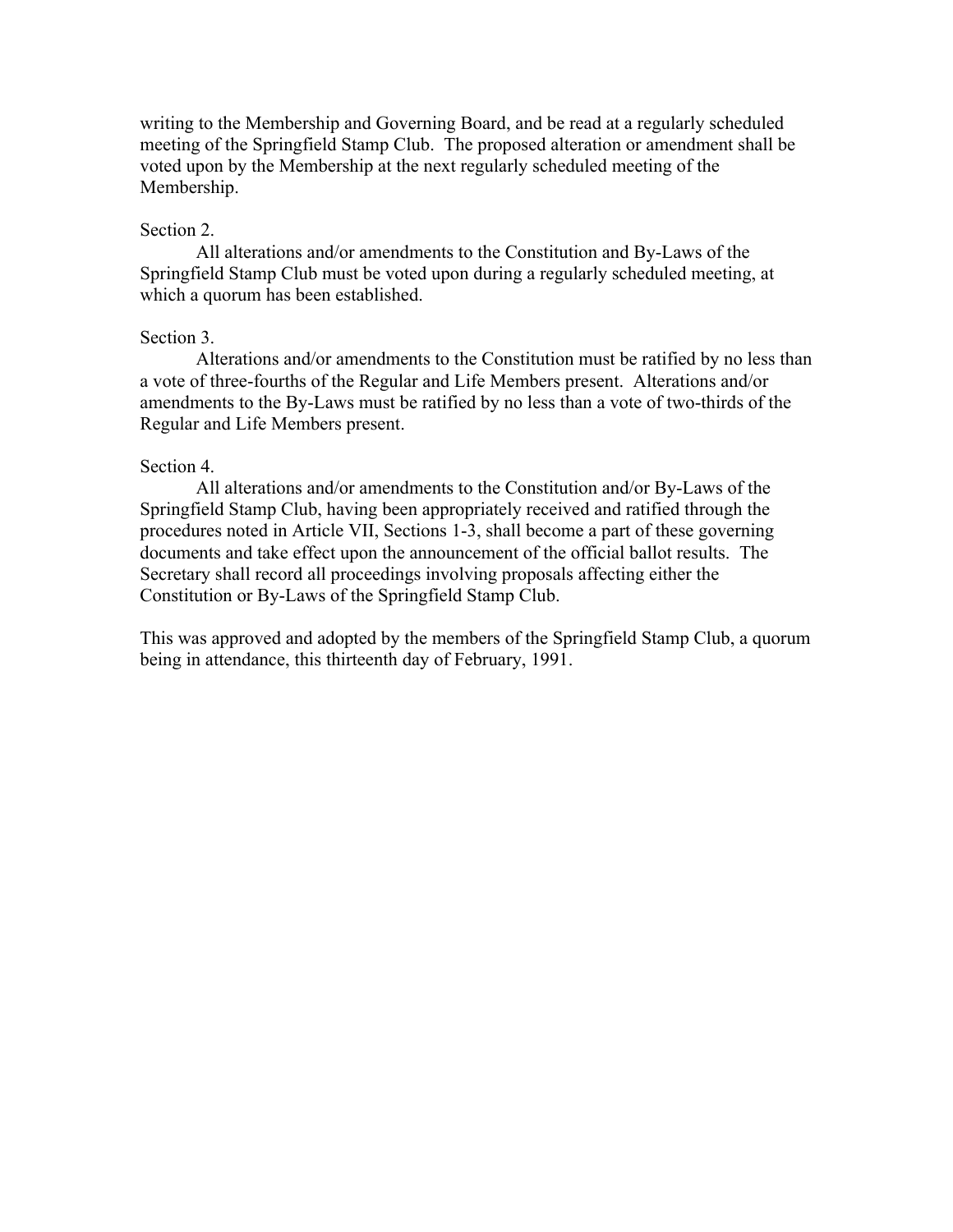writing to the Membership and Governing Board, and be read at a regularly scheduled meeting of the Springfield Stamp Club. The proposed alteration or amendment shall be voted upon by the Membership at the next regularly scheduled meeting of the Membership.

Section 2.

All alterations and/or amendments to the Constitution and By-Laws of the Springfield Stamp Club must be voted upon during a regularly scheduled meeting, at which a quorum has been established.

Section 3.

Alterations and/or amendments to the Constitution must be ratified by no less than a vote of three-fourths of the Regular and Life Members present. Alterations and/or amendments to the By-Laws must be ratified by no less than a vote of two-thirds of the Regular and Life Members present.

Section 4.

All alterations and/or amendments to the Constitution and/or By-Laws of the Springfield Stamp Club, having been appropriately received and ratified through the procedures noted in Article VII, Sections 1-3, shall become a part of these governing documents and take effect upon the announcement of the official ballot results. The Secretary shall record all proceedings involving proposals affecting either the Constitution or By-Laws of the Springfield Stamp Club.

This was approved and adopted by the members of the Springfield Stamp Club, a quorum being in attendance, this thirteenth day of February, 1991.